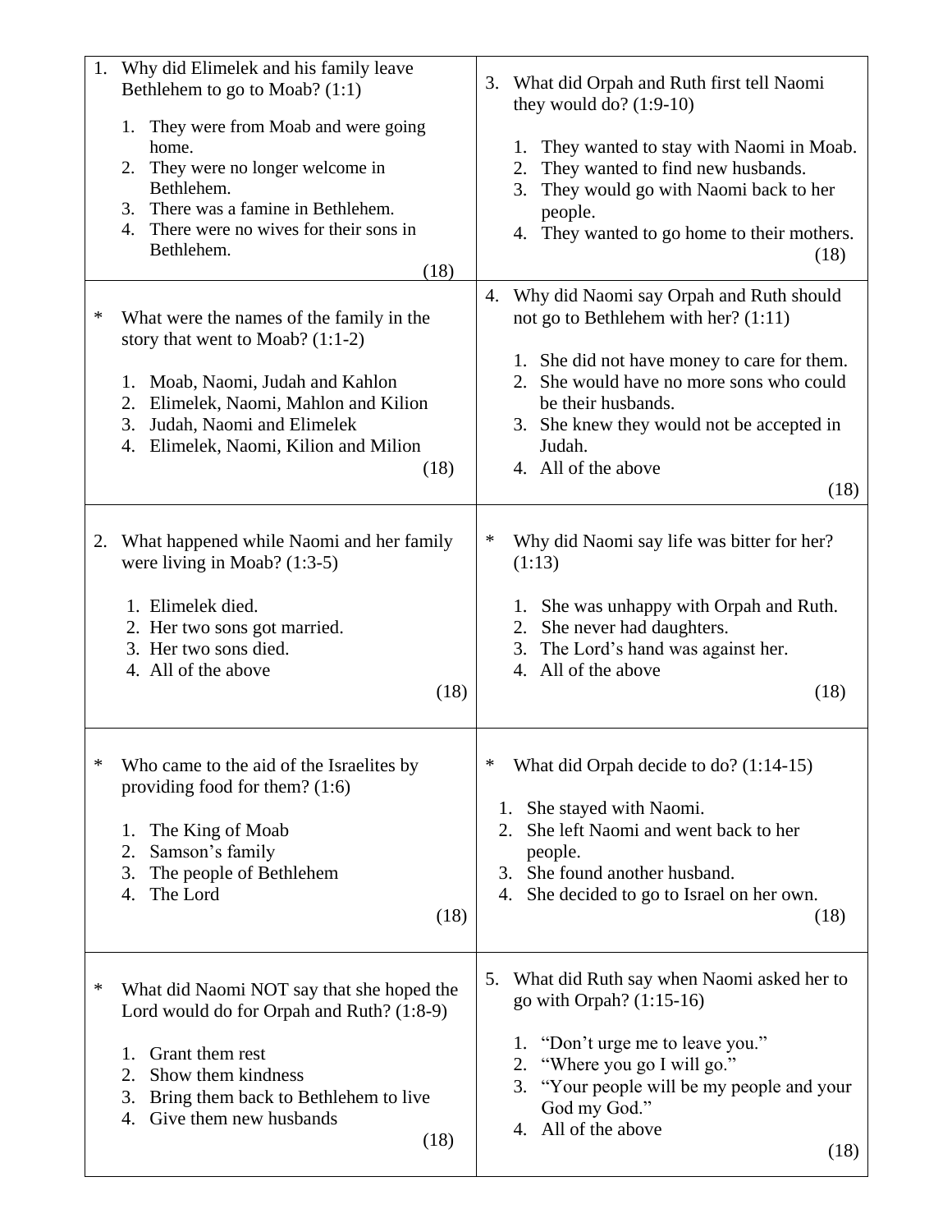1. Why did Elimelek and his family leave Bethlehem to go to Moab? (1:1)

    1. They were from Moab and were going home.
    2. They were no longer welcome in Bethlehem.
    3. There was a famine in Bethlehem.
    4. There were no wives for their sons in Bethlehem.

    (18)

\* What were the names of the family in the story that went to Moab? (1:1-2)

1. Moab, Naomi, Judah and Kahlon
2. Elimelek, Naomi, Mahlon and Kilion
3. Judah, Naomi and Elimelek
4. Elimelek, Naomi, Kilion and Milion

(18)

2. What happened while Naomi and her family were living in Moab? (1:3-5)

    1. Elimelek died.
    2. Her two sons got married.
    3. Her two sons died.
    4. All of the above

    (18)

\* Who came to the aid of the Israelites by providing food for them? (1:6)

1. The King of Moab
2. Samson's family
3. The people of Bethlehem
4. The Lord

(18)

\* What did Naomi NOT say that she hoped the Lord would do for Orpah and Ruth? (1:8-9)

1. Grant them rest
2. Show them kindness
3. Bring them back to Bethlehem to live
4. Give them new husbands

(18)

3. What did Orpah and Ruth first tell Naomi they would do? (1:9-10)

    1. They wanted to stay with Naomi in Moab.
    2. They wanted to find new husbands.
    3. They would go with Naomi back to her people.
    4. They wanted to go home to their mothers.

    (18)

4. Why did Naomi say Orpah and Ruth should not go to Bethlehem with her? (1:11)

    1. She did not have money to care for them.
    2. She would have no more sons who could be their husbands.
    3. She knew they would not be accepted in Judah.
    4. All of the above

    (18)

\* Why did Naomi say life was bitter for her? (1:13)

1. She was unhappy with Orpah and Ruth.
2. She never had daughters.
3. The Lord's hand was against her.
4. All of the above

(18)

\* What did Orpah decide to do? (1:14-15)

1. She stayed with Naomi.
2. She left Naomi and went back to her people.
3. She found another husband.
4. She decided to go to Israel on her own.

(18)

5. What did Ruth say when Naomi asked her to go with Orpah? (1:15-16)

    1. "Don't urge me to leave you."
    2. "Where you go I will go."
    3. "Your people will be my people and your God my God."
    4. All of the above

    (18)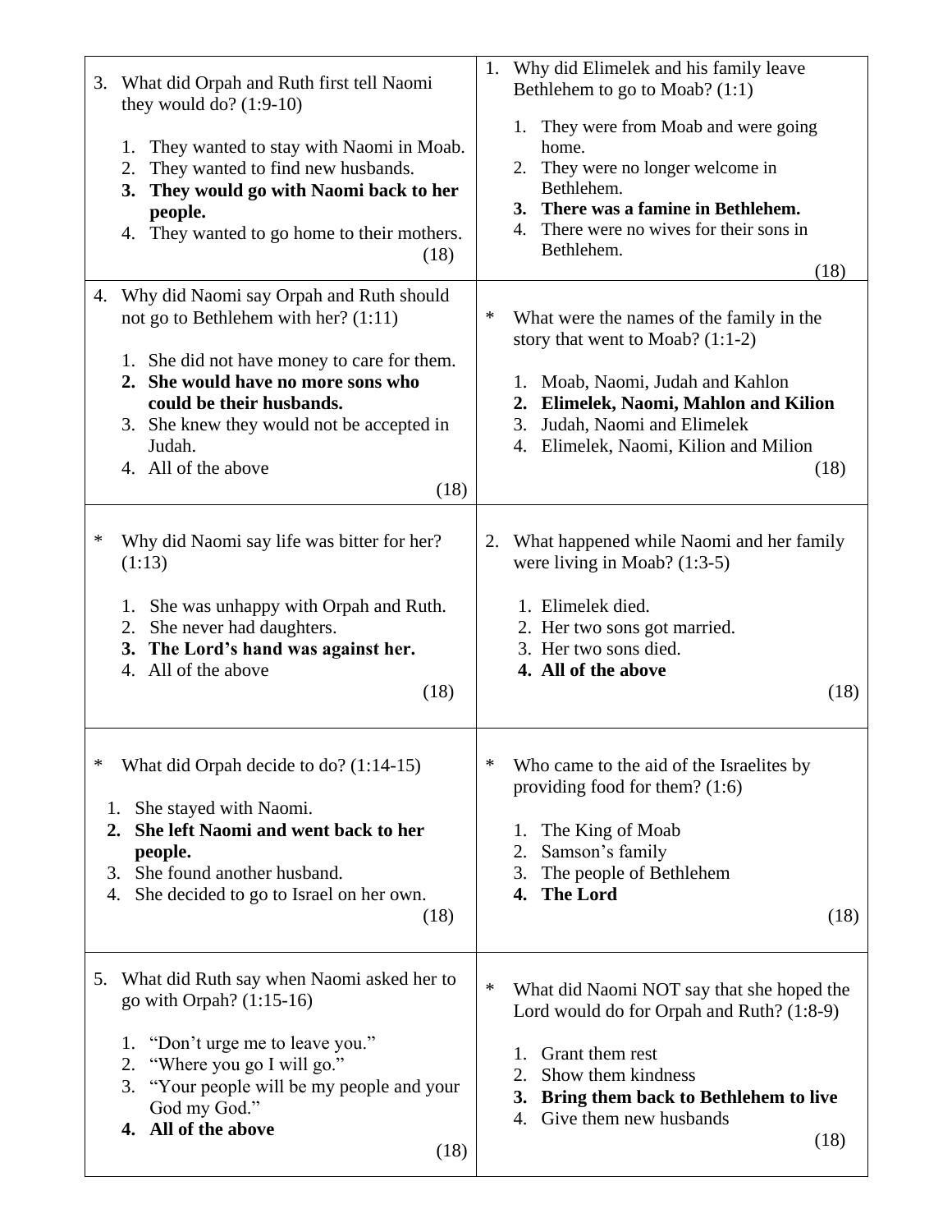3. What did Orpah and Ruth first tell Naomi they would do? (1:9-10)

   1. They wanted to stay with Naomi in Moab.
   2. They wanted to find new husbands.
   3. **They would go with Naomi back to her people.**
   4. They wanted to go home to their mothers.

   (18)

1. Why did Elimelek and his family leave Bethlehem to go to Moab? (1:1)

   1. They were from Moab and were going home.
   2. They were no longer welcome in Bethlehem.
   3. **There was a famine in Bethlehem.**
   4. There were no wives for their sons in Bethlehem.

   (18)

4. Why did Naomi say Orpah and Ruth should not go to Bethlehem with her? (1:11)

   1. She did not have money to care for them.
   2. **She would have no more sons who could be their husbands.**
   3. She knew they would not be accepted in Judah.
   4. All of the above

   (18)

\* What were the names of the family in the story that went to Moab? (1:1-2)

   1. Moab, Naomi, Judah and Kahlon
   2. **Elimelek, Naomi, Mahlon and Kilion**
   3. Judah, Naomi and Elimelek
   4. Elimelek, Naomi, Kilion and Milion

   (18)

\* Why did Naomi say life was bitter for her? (1:13)

   1. She was unhappy with Orpah and Ruth.
   2. She never had daughters.
   3. **The Lord's hand was against her.**
   4. All of the above

   (18)

2. What happened while Naomi and her family were living in Moab? (1:3-5)

   1. Elimelek died.
   2. Her two sons got married.
   3. Her two sons died.
   4. **All of the above**

   (18)

\* What did Orpah decide to do? (1:14-15)

   1. She stayed with Naomi.
   2. **She left Naomi and went back to her people.**
   3. She found another husband.
   4. She decided to go to Israel on her own.

   (18)

\* Who came to the aid of the Israelites by providing food for them? (1:6)

   1. The King of Moab
   2. Samson's family
   3. The people of Bethlehem
   4. **The Lord**

   (18)

5. What did Ruth say when Naomi asked her to go with Orpah? (1:15-16)

   1. "Don't urge me to leave you."
   2. "Where you go I will go."
   3. "Your people will be my people and your God my God."
   4. **All of the above**

   (18)

\* What did Naomi NOT say that she hoped the Lord would do for Orpah and Ruth? (1:8-9)

   1. Grant them rest
   2. Show them kindness
   3. **Bring them back to Bethlehem to live**
   4. Give them new husbands

   (18)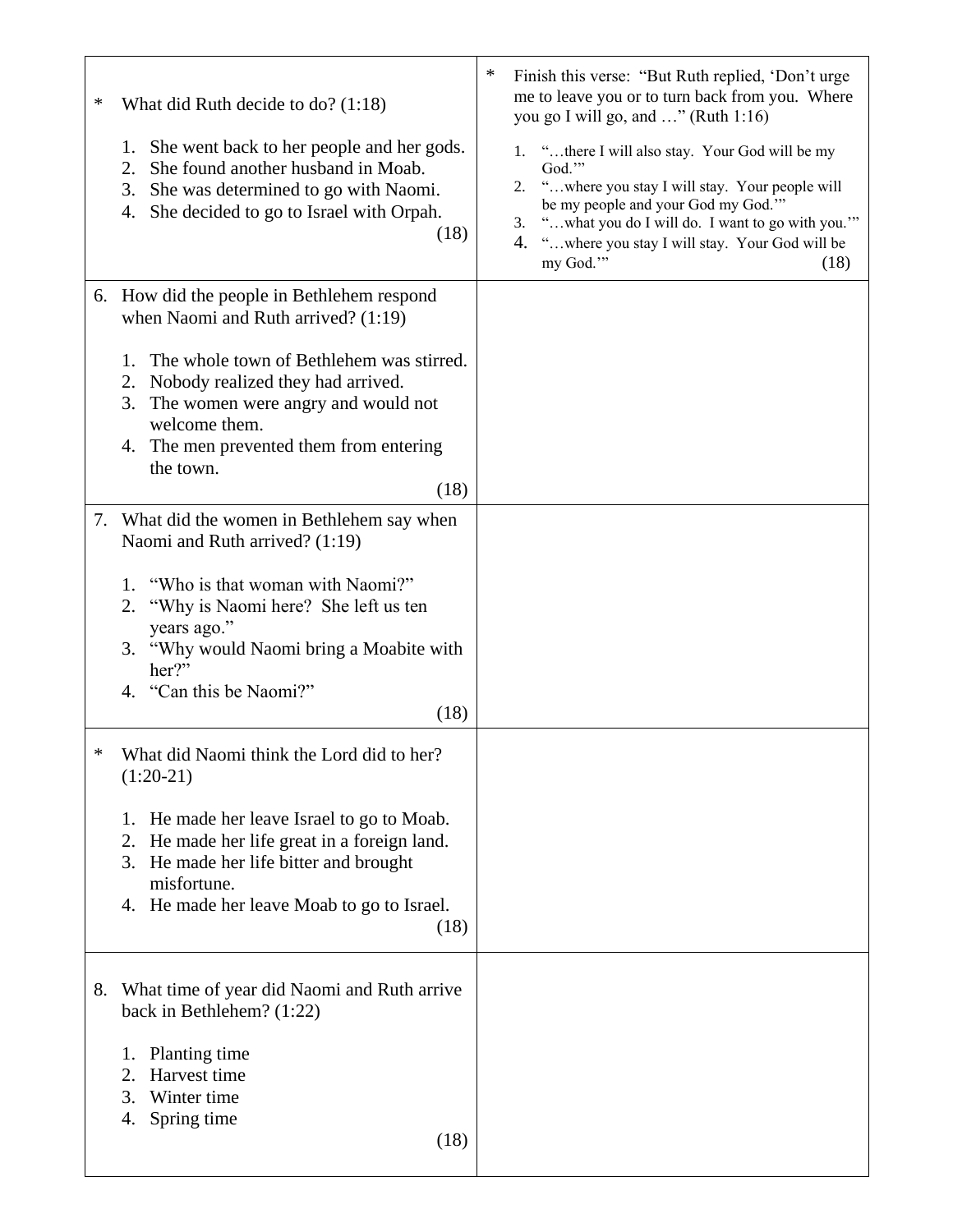| | |
|---|---|
| * What did Ruth decide to do? (1:18)<br><br>1. She went back to her people and her gods.<br>2. She found another husband in Moab.<br>3. She was determined to go with Naomi.<br>4. She decided to go to Israel with Orpah.<br>(18) | * Finish this verse: "But Ruth replied, 'Don't urge me to leave you or to turn back from you. Where you go I will go, and …" (Ruth 1:16)<br><br>1. "…there I will also stay. Your God will be my God.'"<br>2. "…where you stay I will stay. Your people will be my people and your God my God.'"<br>3. "…what you do I will do. I want to go with you.'"<br>4. "…where you stay I will stay. Your God will be my God.'"<br>(18) |
| 6. How did the people in Bethlehem respond when Naomi and Ruth arrived? (1:19)<br><br>1. The whole town of Bethlehem was stirred.<br>2. Nobody realized they had arrived.<br>3. The women were angry and would not welcome them.<br>4. The men prevented them from entering the town.<br>(18) | |
| 7. What did the women in Bethlehem say when Naomi and Ruth arrived? (1:19)<br><br>1. "Who is that woman with Naomi?"<br>2. "Why is Naomi here? She left us ten years ago."<br>3. "Why would Naomi bring a Moabite with her?"<br>4. "Can this be Naomi?"<br>(18) | |
| * What did Naomi think the Lord did to her? (1:20-21)<br><br>1. He made her leave Israel to go to Moab.<br>2. He made her life great in a foreign land.<br>3. He made her life bitter and brought misfortune.<br>4. He made her leave Moab to go to Israel.<br>(18) | |
| 8. What time of year did Naomi and Ruth arrive back in Bethlehem? (1:22)<br><br>1. Planting time<br>2. Harvest time<br>3. Winter time<br>4. Spring time<br>(18) | |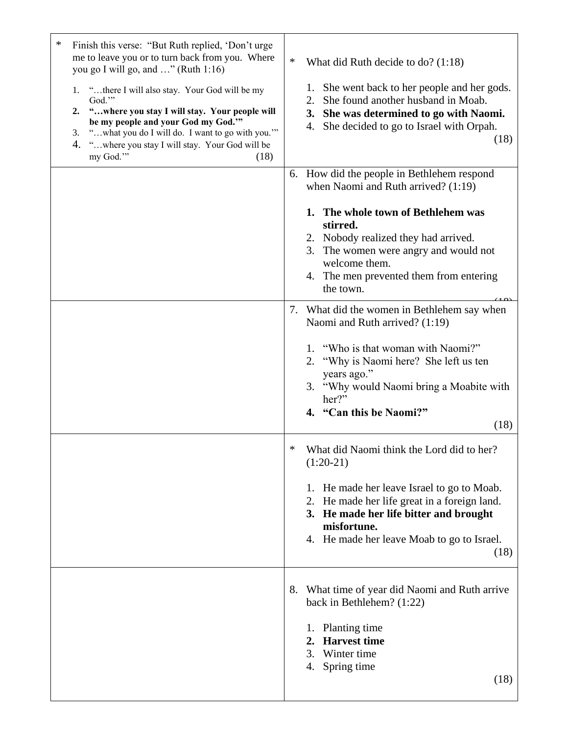| | |
|---|---|
| * Finish this verse: "But Ruth replied, 'Don't urge me to leave you or to turn back from you. Where you go I will go, and …" (Ruth 1:16)<br><br>1. "…there I will also stay. Your God will be my God.'"<br>**2. "…where you stay I will stay. Your people will be my people and your God my God.'"**<br>3. "…what you do I will do. I want to go with you.'"<br>4. "…where you stay I will stay. Your God will be my God.'" (18) | * What did Ruth decide to do? (1:18)<br><br>1. She went back to her people and her gods.<br>2. She found another husband in Moab.<br>**3. She was determined to go with Naomi.**<br>4. She decided to go to Israel with Orpah.<br>(18) |
| | 6. How did the people in Bethlehem respond when Naomi and Ruth arrived? (1:19)<br><br>**1. The whole town of Bethlehem was stirred.**<br>2. Nobody realized they had arrived.<br>3. The women were angry and would not welcome them.<br>4. The men prevented them from entering the town.<br>(18) |
| | 7. What did the women in Bethlehem say when Naomi and Ruth arrived? (1:19)<br><br>1. "Who is that woman with Naomi?"<br>2. "Why is Naomi here? She left us ten years ago."<br>3. "Why would Naomi bring a Moabite with her?"<br>**4. "Can this be Naomi?"**<br>(18) |
| | * What did Naomi think the Lord did to her? (1:20-21)<br><br>1. He made her leave Israel to go to Moab.<br>2. He made her life great in a foreign land.<br>**3. He made her life bitter and brought misfortune.**<br>4. He made her leave Moab to go to Israel.<br>(18) |
| | 8. What time of year did Naomi and Ruth arrive back in Bethlehem? (1:22)<br><br>1. Planting time<br>**2. Harvest time**<br>3. Winter time<br>4. Spring time<br>(18) |